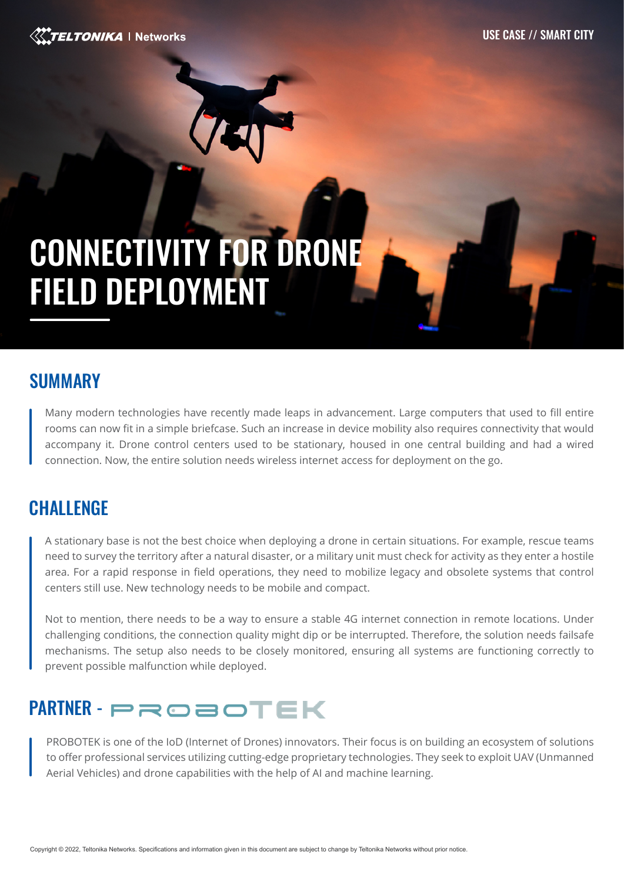# CONNECTIVITY FOR DRONE FIELD DEPLOYMENT

## SUMMARY

Many modern technologies have recently made leaps in advancement. Large computers that used to fill entire rooms can now fit in a simple briefcase. Such an increase in device mobility also requires connectivity that would accompany it. Drone control centers used to be stationary, housed in one central building and had a wired connection. Now, the entire solution needs wireless internet access for deployment on the go.

## CHALLENGE

A stationary base is not the best choice when deploying a drone in certain situations. For example, rescue teams need to survey the territory after a natural disaster, or a military unit must check for activity as they enter a hostile area. For a rapid response in field operations, they need to mobilize legacy and obsolete systems that control centers still use. New technology needs to be mobile and compact.

Not to mention, there needs to be a way to ensure a stable 4G internet connection in remote locations. Under challenging conditions, the connection quality might dip or be interrupted. Therefore, the solution needs failsafe mechanisms. The setup also needs to be closely monitored, ensuring all systems are functioning correctly to prevent possible malfunction while deployed.

## PARTNER - PROBOTEK

PROBOTEK is one of the IoD (Internet of Drones) innovators. Their focus is on building an ecosystem of solutions to offer professional services utilizing cutting-edge proprietary technologies. They seek to exploit UAV (Unmanned Aerial Vehicles) and drone capabilities with the help of AI and machine learning.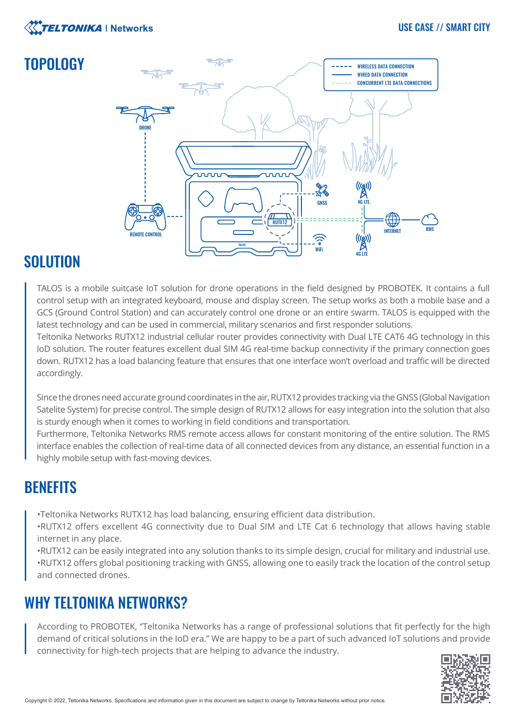## TOPOLOGY

WIRELESS DATA CONNECTION
WIRED DATA CONNECTION
CONCURRENT LTE DATA CONNECTIONS

DRONE
REMOTE CONTROL
RUTX12
TALOS
GNSS
4G LTE
WiFi
INTERNET
RMS
4G LTE

## SOLUTION

TALOS is a mobile suitcase IoT solution for drone operations in the field designed by PROBOTEK. It contains a full control setup with an integrated keyboard, mouse and display screen. The setup works as both a mobile base and a GCS (Ground Control Station) and can accurately control one drone or an entire swarm. TALOS is equipped with the latest technology and can be used in commercial, military scenarios and first responder solutions.
Teltonika Networks RUTX12 industrial cellular router provides connectivity with Dual LTE CAT6 4G technology in this IoD solution. The router features excellent dual SIM 4G real-time backup connectivity if the primary connection goes down. RUTX12 has a load balancing feature that ensures that one interface won't overload and traffic will be directed accordingly.

Since the drones need accurate ground coordinates in the air, RUTX12 provides tracking via the GNSS (Global Navigation Satelite System) for precise control. The simple design of RUTX12 allows for easy integration into the solution that also is sturdy enough when it comes to working in field conditions and transportation.
Furthermore, Teltonika Networks RMS remote access allows for constant monitoring of the entire solution. The RMS interface enables the collection of real-time data of all connected devices from any distance, an essential function in a highly mobile setup with fast-moving devices.

## BENEFITS

•Teltonika Networks RUTX12 has load balancing, ensuring efficient data distribution.
•RUTX12 offers excellent 4G connectivity due to Dual SIM and LTE Cat 6 technology that allows having stable internet in any place.
•RUTX12 can be easily integrated into any solution thanks to its simple design, crucial for military and industrial use.
•RUTX12 offers global positioning tracking with GNSS, allowing one to easily track the location of the control setup and connected drones.

## WHY TELTONIKA NETWORKS?

According to PROBOTEK, "Teltonika Networks has a range of professional solutions that fit perfectly for the high demand of critical solutions in the IoD era." We are happy to be a part of such advanced IoT solutions and provide connectivity for high-tech projects that are helping to advance the industry.

Copyright © 2022, Teltonika Networks. Specifications and information given in this document are subject to change by Teltonika Networks without prior notice.